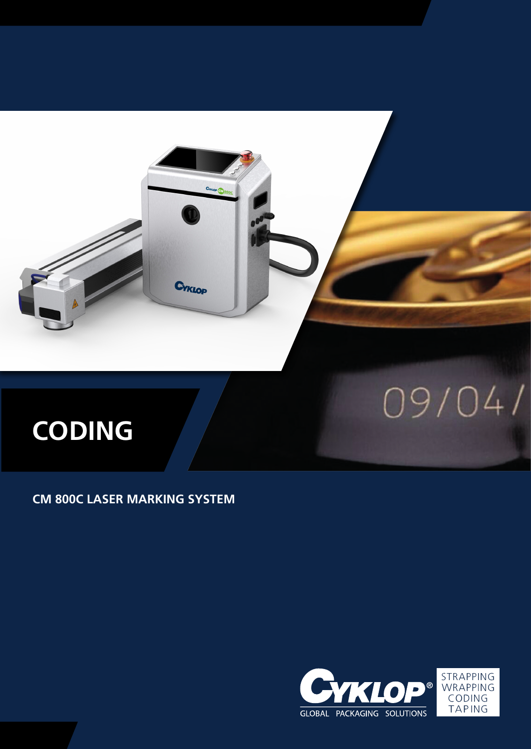# CODING

## CM 800C LASER MARKING SYSTEM

CYKLOP®
GLOBAL PACKAGING SOLUTIONS

STRAPPING
WRAPPING
CODING
TAPING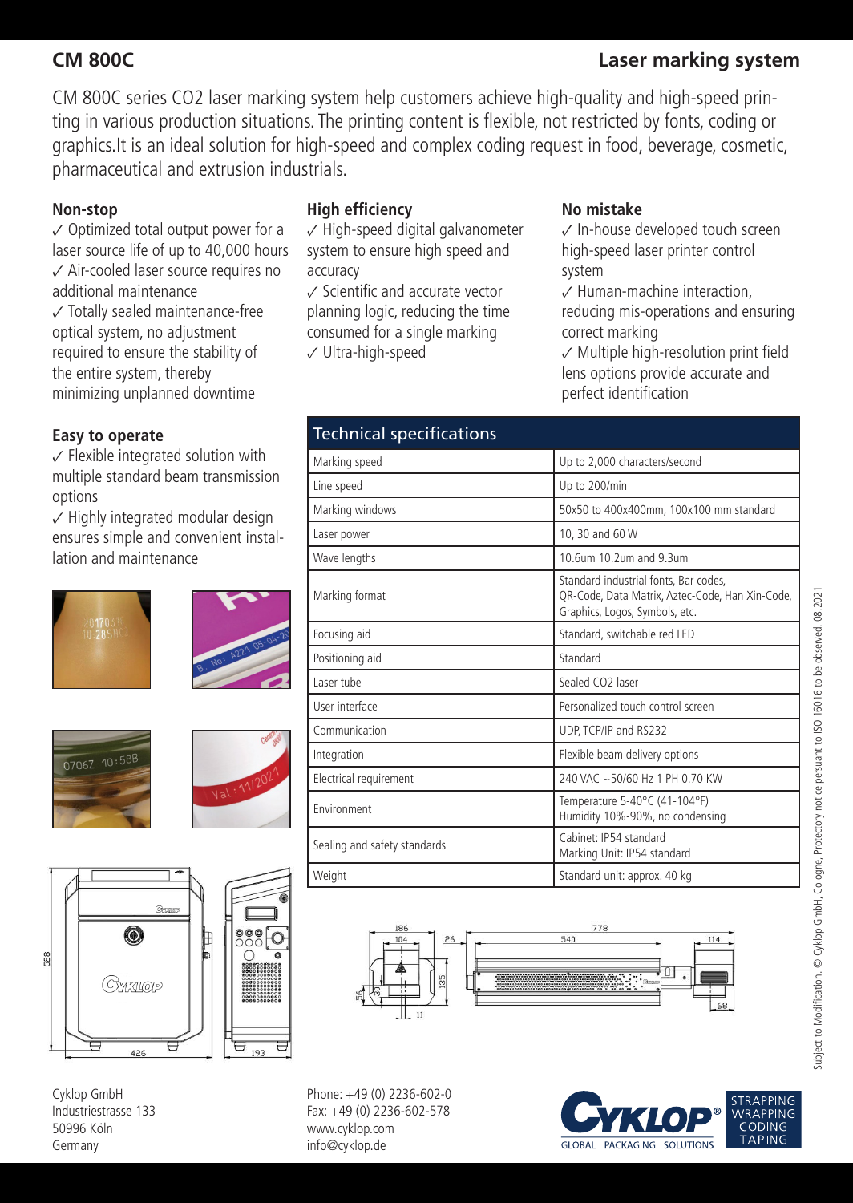# CM 800C

## Laser marking system

CM 800C series CO2 laser marking system help customers achieve high-quality and high-speed printing in various production situations. The printing content is flexible, not restricted by fonts, coding or graphics.It is an ideal solution for high-speed and complex coding request in food, beverage, cosmetic, pharmaceutical and extrusion industrials.

### Non-stop

✓ Optimized total output power for a laser source life of up to 40,000 hours
✓ Air-cooled laser source requires no additional maintenance
✓ Totally sealed maintenance-free optical system, no adjustment required to ensure the stability of the entire system, thereby minimizing unplanned downtime

### High efficiency

✓ High-speed digital galvanometer system to ensure high speed and accuracy
✓ Scientific and accurate vector planning logic, reducing the time consumed for a single marking
✓ Ultra-high-speed

### No mistake

✓ In-house developed touch screen high-speed laser printer control system
✓ Human-machine interaction, reducing mis-operations and ensuring correct marking
✓ Multiple high-resolution print field lens options provide accurate and perfect identification

### Easy to operate

✓ Flexible integrated solution with multiple standard beam transmission options
✓ Highly integrated modular design ensures simple and convenient installation and maintenance

### Technical specifications

| | |
|---|---|
| Marking speed | Up to 2,000 characters/second |
| Line speed | Up to 200/min |
| Marking windows | 50x50 to 400x400mm, 100x100 mm standard |
| Laser power | 10, 30 and 60 W |
| Wave lengths | 10.6um 10.2um and 9.3um |
| Marking format | Standard industrial fonts, Bar codes, QR-Code, Data Matrix, Aztec-Code, Han Xin-Code, Graphics, Logos, Symbols, etc. |
| Focusing aid | Standard, switchable red LED |
| Positioning aid | Standard |
| Laser tube | Sealed CO2 laser |
| User interface | Personalized touch control screen |
| Communication | UDP, TCP/IP and RS232 |
| Integration | Flexible beam delivery options |
| Electrical requirement | 240 VAC ~50/60 Hz 1 PH 0.70 KW |
| Environment | Temperature 5-40°C (41-104°F) Humidity 10%-90%, no condensing |
| Sealing and safety standards | Cabinet: IP54 standard Marking Unit: IP54 standard |
| Weight | Standard unit: approx. 40 kg |

528
426
193

186
104
26
135
56
30
11
778
540
114
68

Cyklop GmbH
Industriestrasse 133
50996 Köln
Germany

Phone: +49 (0) 2236-602-0
Fax: +49 (0) 2236-602-578
www.cyklop.com
info@cyklop.de

CYKLOP® GLOBAL PACKAGING SOLUTIONS
STRAPPING WRAPPING CODING TAPING

Subject to Modification. © Cyklop GmbH, Cologne, Protectory notice persuant to ISO 16016 to be observed. 08.2021